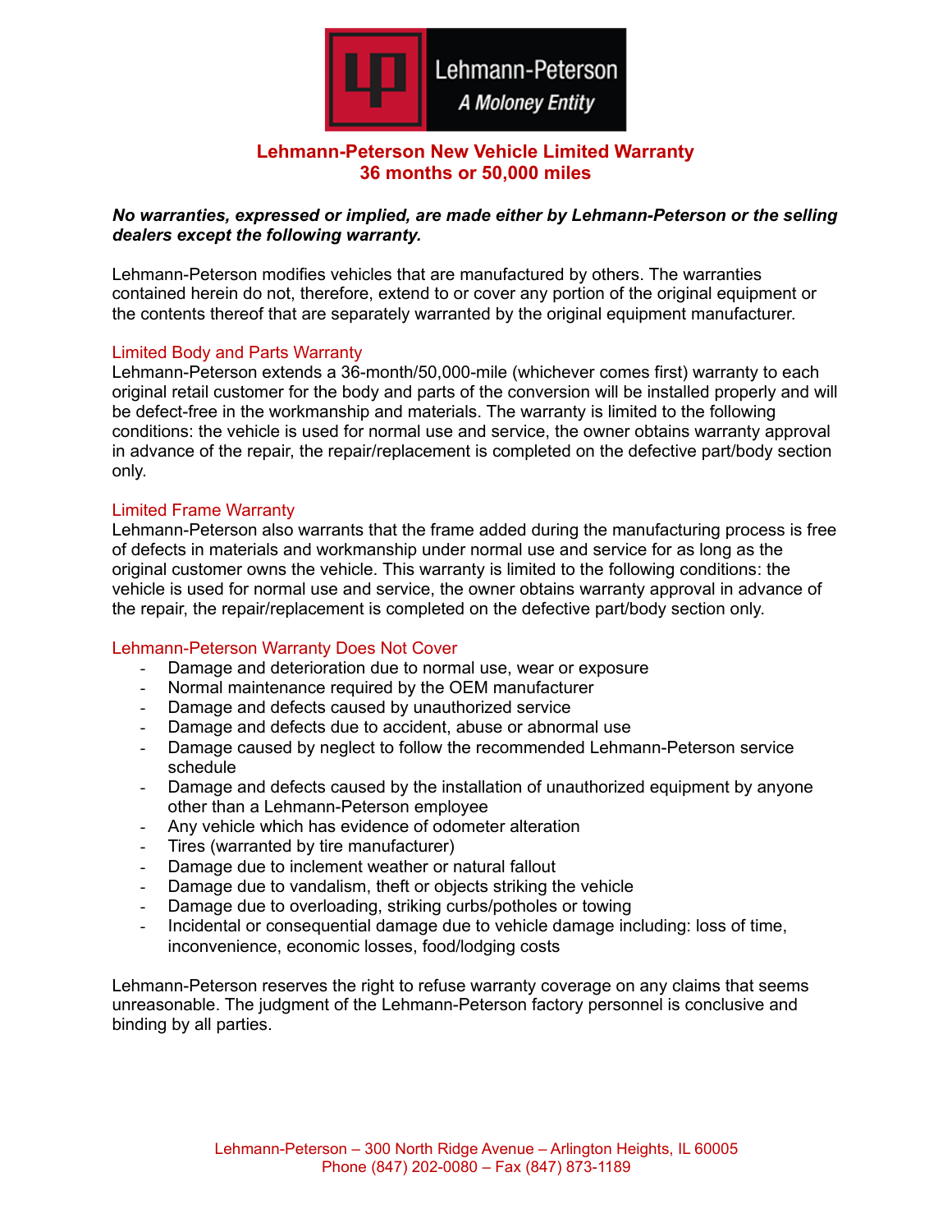Lehmann-Peterson

A Moloney Entity

# Lehmann-Peterson New Vehicle Limited Warranty
## 36 months or 50,000 miles

***No warranties, expressed or implied, are made either by Lehmann-Peterson or the selling dealers except the following warranty.***

Lehmann-Peterson modifies vehicles that are manufactured by others. The warranties contained herein do not, therefore, extend to or cover any portion of the original equipment or the contents thereof that are separately warranted by the original equipment manufacturer.

### Limited Body and Parts Warranty

Lehmann-Peterson extends a 36-month/50,000-mile (whichever comes first) warranty to each original retail customer for the body and parts of the conversion will be installed properly and will be defect-free in the workmanship and materials. The warranty is limited to the following conditions: the vehicle is used for normal use and service, the owner obtains warranty approval in advance of the repair, the repair/replacement is completed on the defective part/body section only.

### Limited Frame Warranty

Lehmann-Peterson also warrants that the frame added during the manufacturing process is free of defects in materials and workmanship under normal use and service for as long as the original customer owns the vehicle. This warranty is limited to the following conditions: the vehicle is used for normal use and service, the owner obtains warranty approval in advance of the repair, the repair/replacement is completed on the defective part/body section only.

### Lehmann-Peterson Warranty Does Not Cover

- Damage and deterioration due to normal use, wear or exposure
- Normal maintenance required by the OEM manufacturer
- Damage and defects caused by unauthorized service
- Damage and defects due to accident, abuse or abnormal use
- Damage caused by neglect to follow the recommended Lehmann-Peterson service schedule
- Damage and defects caused by the installation of unauthorized equipment by anyone other than a Lehmann-Peterson employee
- Any vehicle which has evidence of odometer alteration
- Tires (warranted by tire manufacturer)
- Damage due to inclement weather or natural fallout
- Damage due to vandalism, theft or objects striking the vehicle
- Damage due to overloading, striking curbs/potholes or towing
- Incidental or consequential damage due to vehicle damage including: loss of time, inconvenience, economic losses, food/lodging costs

Lehmann-Peterson reserves the right to refuse warranty coverage on any claims that seems unreasonable. The judgment of the Lehmann-Peterson factory personnel is conclusive and binding by all parties.

Lehmann-Peterson – 300 North Ridge Avenue – Arlington Heights, IL 60005
Phone (847) 202-0080 – Fax (847) 873-1189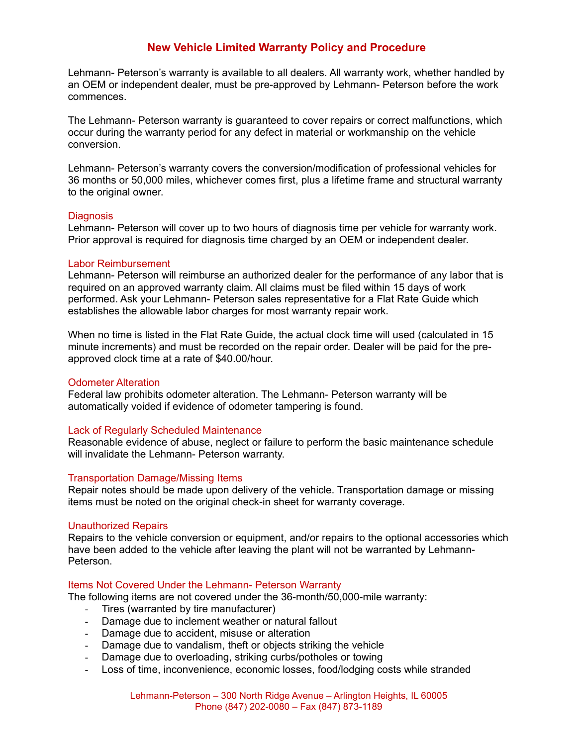# New Vehicle Limited Warranty Policy and Procedure

Lehmann- Peterson's warranty is available to all dealers. All warranty work, whether handled by an OEM or independent dealer, must be pre-approved by Lehmann- Peterson before the work commences.

The Lehmann- Peterson warranty is guaranteed to cover repairs or correct malfunctions, which occur during the warranty period for any defect in material or workmanship on the vehicle conversion.

Lehmann- Peterson's warranty covers the conversion/modification of professional vehicles for 36 months or 50,000 miles, whichever comes first, plus a lifetime frame and structural warranty to the original owner.

## Diagnosis

Lehmann- Peterson will cover up to two hours of diagnosis time per vehicle for warranty work. Prior approval is required for diagnosis time charged by an OEM or independent dealer.

## Labor Reimbursement

Lehmann- Peterson will reimburse an authorized dealer for the performance of any labor that is required on an approved warranty claim. All claims must be filed within 15 days of work performed. Ask your Lehmann- Peterson sales representative for a Flat Rate Guide which establishes the allowable labor charges for most warranty repair work.

When no time is listed in the Flat Rate Guide, the actual clock time will used (calculated in 15 minute increments) and must be recorded on the repair order. Dealer will be paid for the pre-approved clock time at a rate of $40.00/hour.

## Odometer Alteration

Federal law prohibits odometer alteration. The Lehmann- Peterson warranty will be automatically voided if evidence of odometer tampering is found.

## Lack of Regularly Scheduled Maintenance

Reasonable evidence of abuse, neglect or failure to perform the basic maintenance schedule will invalidate the Lehmann- Peterson warranty.

## Transportation Damage/Missing Items

Repair notes should be made upon delivery of the vehicle. Transportation damage or missing items must be noted on the original check-in sheet for warranty coverage.

## Unauthorized Repairs

Repairs to the vehicle conversion or equipment, and/or repairs to the optional accessories which have been added to the vehicle after leaving the plant will not be warranted by Lehmann- Peterson.

## Items Not Covered Under the Lehmann- Peterson Warranty

The following items are not covered under the 36-month/50,000-mile warranty:

- Tires (warranted by tire manufacturer)
- Damage due to inclement weather or natural fallout
- Damage due to accident, misuse or alteration
- Damage due to vandalism, theft or objects striking the vehicle
- Damage due to overloading, striking curbs/potholes or towing
- Loss of time, inconvenience, economic losses, food/lodging costs while stranded

Lehmann-Peterson – 300 North Ridge Avenue – Arlington Heights, IL 60005
Phone (847) 202-0080 – Fax (847) 873-1189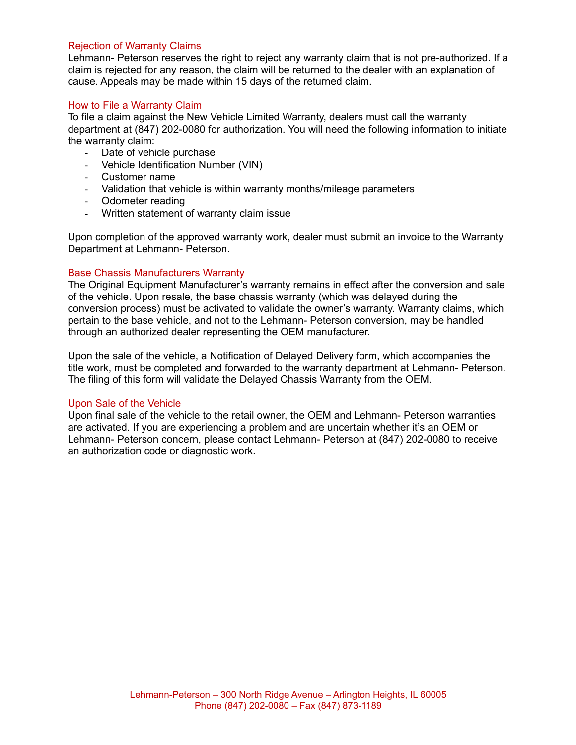## Rejection of Warranty Claims

Lehmann- Peterson reserves the right to reject any warranty claim that is not pre-authorized. If a claim is rejected for any reason, the claim will be returned to the dealer with an explanation of cause. Appeals may be made within 15 days of the returned claim.

## How to File a Warranty Claim

To file a claim against the New Vehicle Limited Warranty, dealers must call the warranty department at (847) 202-0080 for authorization. You will need the following information to initiate the warranty claim:

- Date of vehicle purchase
- Vehicle Identification Number (VIN)
- Customer name
- Validation that vehicle is within warranty months/mileage parameters
- Odometer reading
- Written statement of warranty claim issue

Upon completion of the approved warranty work, dealer must submit an invoice to the Warranty Department at Lehmann- Peterson.

## Base Chassis Manufacturers Warranty

The Original Equipment Manufacturer's warranty remains in effect after the conversion and sale of the vehicle. Upon resale, the base chassis warranty (which was delayed during the conversion process) must be activated to validate the owner's warranty. Warranty claims, which pertain to the base vehicle, and not to the Lehmann- Peterson conversion, may be handled through an authorized dealer representing the OEM manufacturer.

Upon the sale of the vehicle, a Notification of Delayed Delivery form, which accompanies the title work, must be completed and forwarded to the warranty department at Lehmann- Peterson. The filing of this form will validate the Delayed Chassis Warranty from the OEM.

## Upon Sale of the Vehicle

Upon final sale of the vehicle to the retail owner, the OEM and Lehmann- Peterson warranties are activated. If you are experiencing a problem and are uncertain whether it's an OEM or Lehmann- Peterson concern, please contact Lehmann- Peterson at (847) 202-0080 to receive an authorization code or diagnostic work.